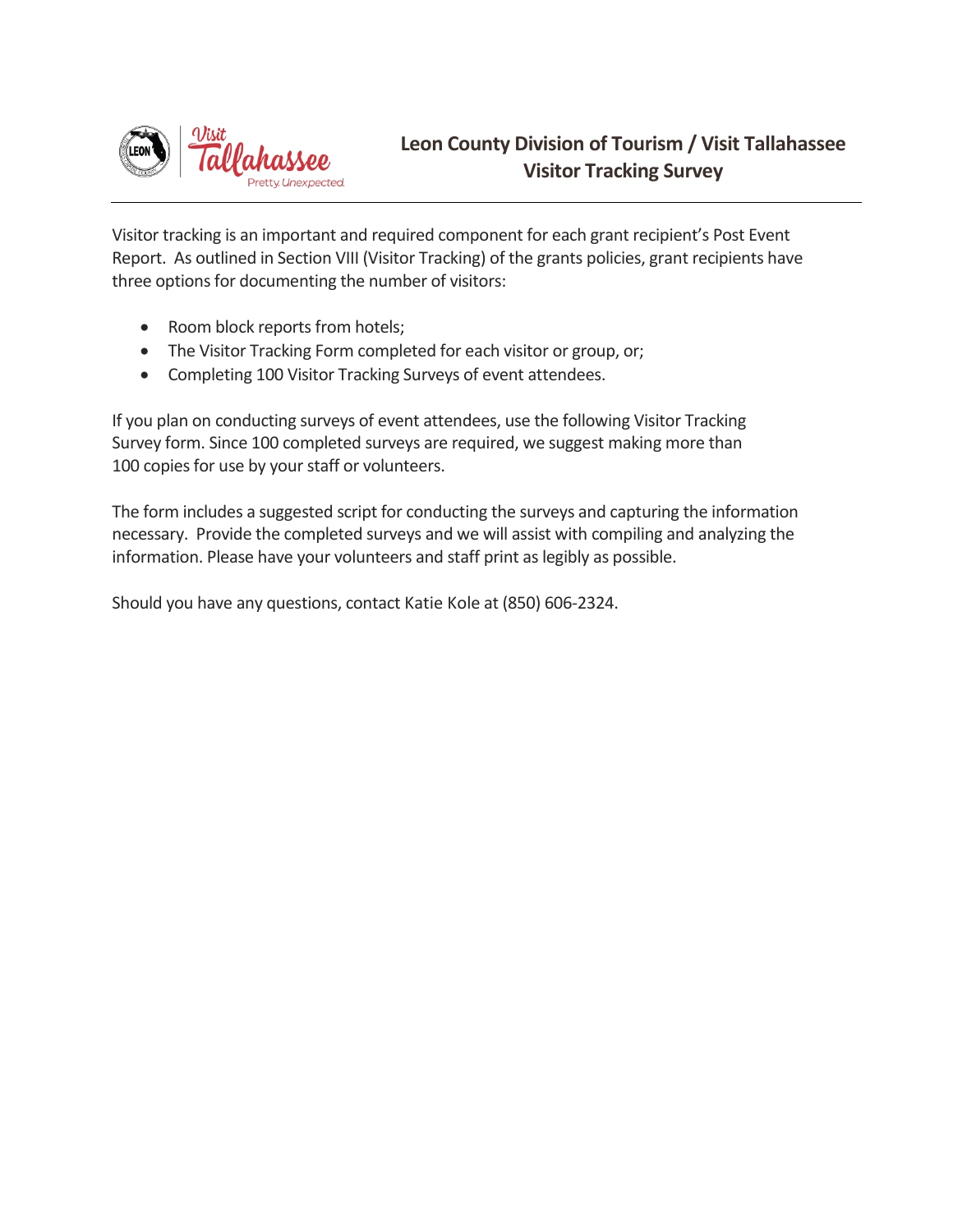# Leon County Division of Tourism / Visit Tallahassee Visitor Tracking Survey

Visitor tracking is an important and required component for each grant recipient's Post Event Report. As outlined in Section VIII (Visitor Tracking) of the grants policies, grant recipients have three options for documenting the number of visitors:

- Room block reports from hotels;
- The Visitor Tracking Form completed for each visitor or group, or;
- Completing 100 Visitor Tracking Surveys of event attendees.

If you plan on conducting surveys of event attendees, use the following Visitor Tracking Survey form. Since 100 completed surveys are required, we suggest making more than 100 copies for use by your staff or volunteers.

The form includes a suggested script for conducting the surveys and capturing the information necessary. Provide the completed surveys and we will assist with compiling and analyzing the information. Please have your volunteers and staff print as legibly as possible.

Should you have any questions, contact Katie Kole at (850) 606-2324.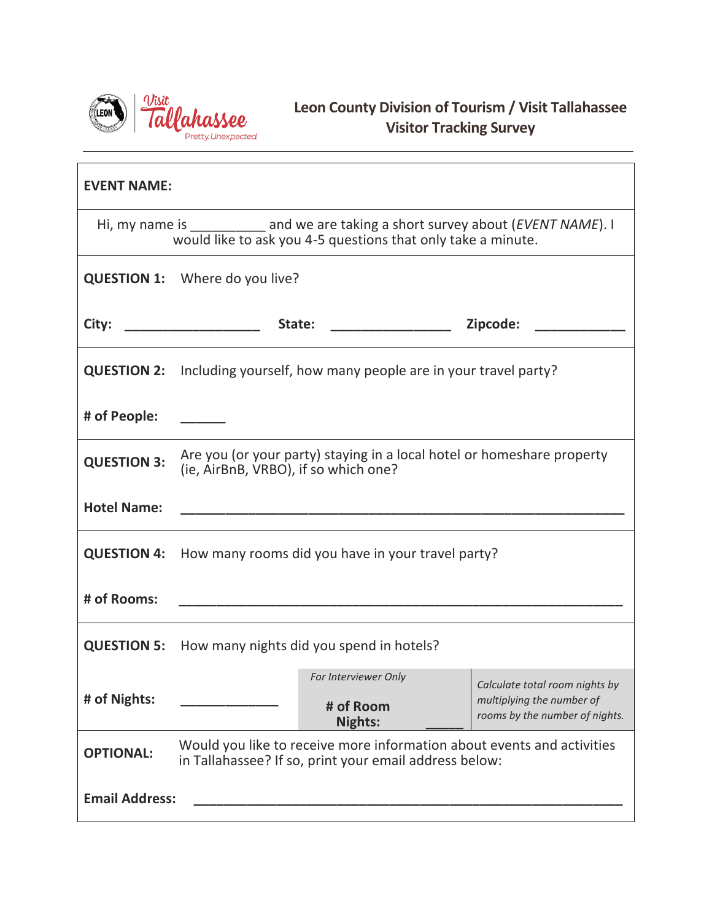## Leon County Division of Tourism / Visit Tallahassee
## Visitor Tracking Survey

**EVENT NAME:**

Hi, my name is __________ and we are taking a short survey about (*EVENT NAME*). I would like to ask you 4-5 questions that only take a minute.

**QUESTION 1:** Where do you live?

**City:** __________________ **State:** ________________ **Zipcode:** ____________

**QUESTION 2:** Including yourself, how many people are in your travel party?

**# of People:** ______

**QUESTION 3:** Are you (or your party) staying in a local hotel or homeshare property (ie, AirBnB, VRBO), if so which one?

**Hotel Name:** ____________________________________________________________

**QUESTION 4:** How many rooms did you have in your travel party?

**# of Rooms:** ____________________________________________________________

**QUESTION 5:** How many nights did you spend in hotels?

**# of Nights:** _____________

*For Interviewer Only*

**# of Room Nights:** _____

*Calculate total room nights by multiplying the number of rooms by the number of nights.*

**OPTIONAL:** Would you like to receive more information about events and activities in Tallahassee? If so, print your email address below:

**Email Address:** ____________________________________________________________